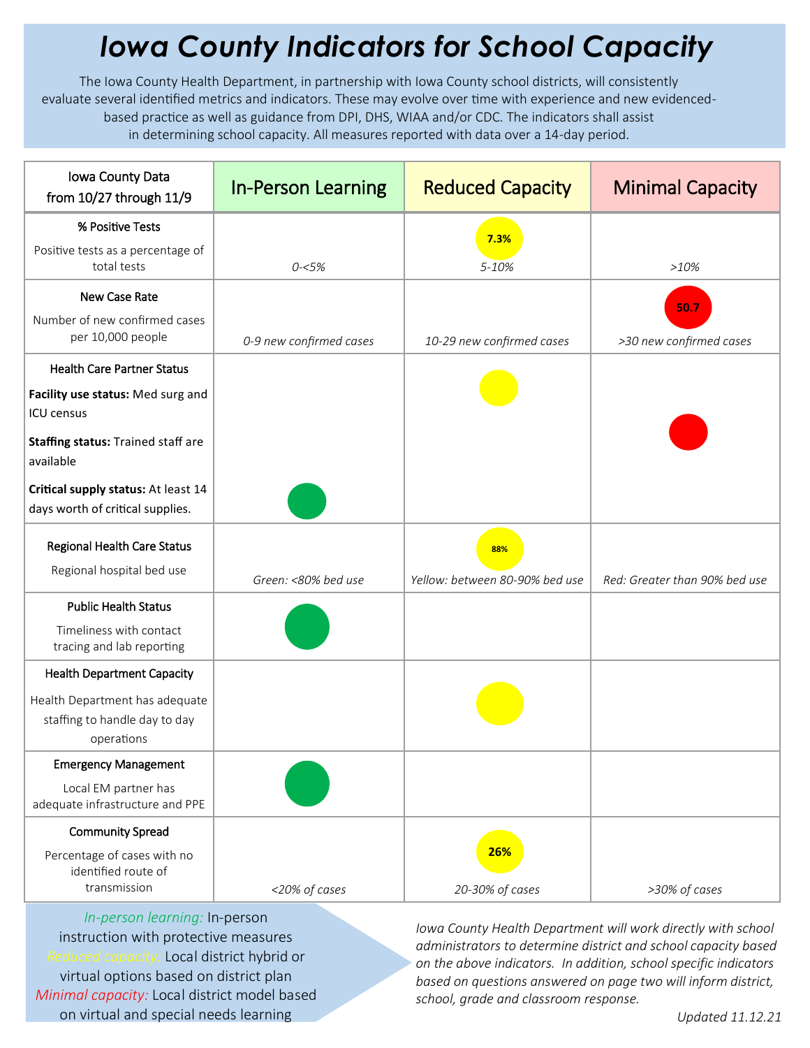# *Iowa County Indicators for School Capacity*

The Iowa County Health Department, in partnership with Iowa County school districts, will consistently evaluate several identified metrics and indicators. These may evolve over time with experience and new evidenced-based practice as well as guidance from DPI, DHS, WIAA and/or CDC. The indicators shall assist in determining school capacity. All measures reported with data over a 14-day period.

| Iowa County Data from 10/27 through 11/9 | In-Person Learning | Reduced Capacity | Minimal Capacity |
|---|---|---|---|
| **% Positive Tests** Positive tests as a percentage of total tests | *0-<5%* | 7.3% *5-10%* | *>10%* |
| **New Case Rate** Number of new confirmed cases per 10,000 people | *0-9 new confirmed cases* | *10-29 new confirmed cases* | 50.7 *>30 new confirmed cases* |
| **Health Care Partner Status** | | | |
| **Facility use status:** Med surg and ICU census | | ● | |
| **Staffing status:** Trained staff are available | | | ● |
| **Critical supply status:** At least 14 days worth of critical supplies. | ● | | |
| **Regional Health Care Status** Regional hospital bed use | *Green: <80% bed use* | 88% *Yellow: between 80-90% bed use* | *Red: Greater than 90% bed use* |
| **Public Health Status** Timeliness with contact tracing and lab reporting | ● | | |
| **Health Department Capacity** Health Department has adequate staffing to handle day to day operations | | ● | |
| **Emergency Management** Local EM partner has adequate infrastructure and PPE | ● | | |
| **Community Spread** Percentage of cases with no identified route of transmission | *<20% of cases* | 26% *20-30% of cases* | *>30% of cases* |

*In-person learning:* In-person instruction with protective measures
*Reduced capacity:* Local district hybrid or virtual options based on district plan
*Minimal capacity:* Local district model based on virtual and special needs learning

*Iowa County Health Department will work directly with school administrators to determine district and school capacity based on the above indicators. In addition, school specific indicators based on questions answered on page two will inform district, school, grade and classroom response.*

*Updated 11.12.21*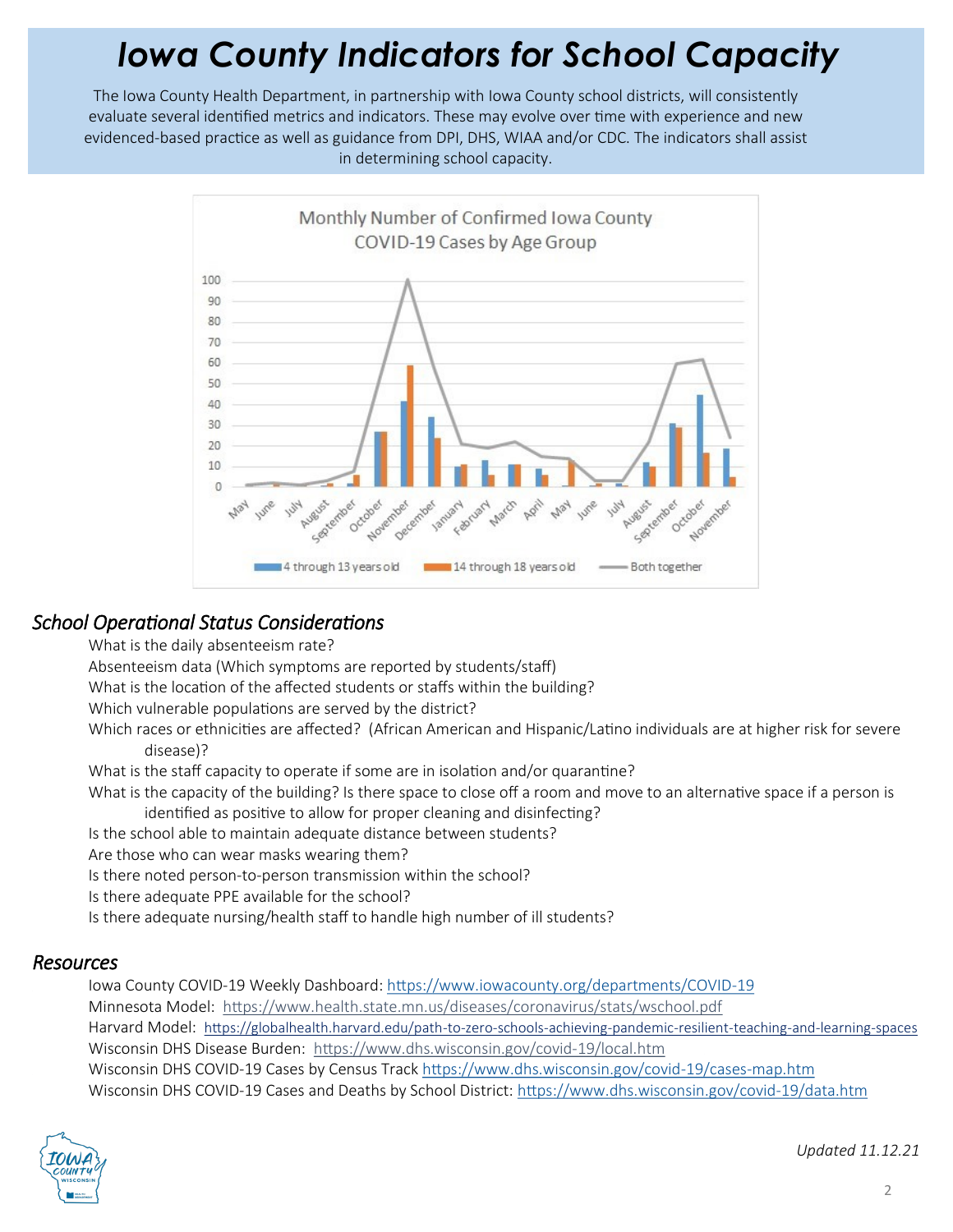# *Iowa County Indicators for School Capacity*

The Iowa County Health Department, in partnership with Iowa County school districts, will consistently evaluate several identified metrics and indicators. These may evolve over time with experience and new evidenced-based practice as well as guidance from DPI, DHS, WIAA and/or CDC. The indicators shall assist in determining school capacity.

Monthly Number of Confirmed Iowa County COVID-19 Cases by Age Group

100
90
80
70
60
50
40
30
20
10
0

May June July August September October November December January February March April May June July August September October November

4 through 13 years old
14 through 18 years old
Both together

## *School Operational Status Considerations*

What is the daily absenteeism rate?
Absenteeism data (Which symptoms are reported by students/staff)
What is the location of the affected students or staffs within the building?
Which vulnerable populations are served by the district?
Which races or ethnicities are affected? (African American and Hispanic/Latino individuals are at higher risk for severe disease)?
What is the staff capacity to operate if some are in isolation and/or quarantine?
What is the capacity of the building? Is there space to close off a room and move to an alternative space if a person is identified as positive to allow for proper cleaning and disinfecting?
Is the school able to maintain adequate distance between students?
Are those who can wear masks wearing them?
Is there noted person-to-person transmission within the school?
Is there adequate PPE available for the school?
Is there adequate nursing/health staff to handle high number of ill students?

## *Resources*

Iowa County COVID-19 Weekly Dashboard: https://www.iowacounty.org/departments/COVID-19
Minnesota Model: https://www.health.state.mn.us/diseases/coronavirus/stats/wschool.pdf
Harvard Model: https://globalhealth.harvard.edu/path-to-zero-schools-achieving-pandemic-resilient-teaching-and-learning-spaces
Wisconsin DHS Disease Burden: https://www.dhs.wisconsin.gov/covid-19/local.htm
Wisconsin DHS COVID-19 Cases by Census Track https://www.dhs.wisconsin.gov/covid-19/cases-map.htm
Wisconsin DHS COVID-19 Cases and Deaths by School District: https://www.dhs.wisconsin.gov/covid-19/data.htm

*Updated 11.12.21*